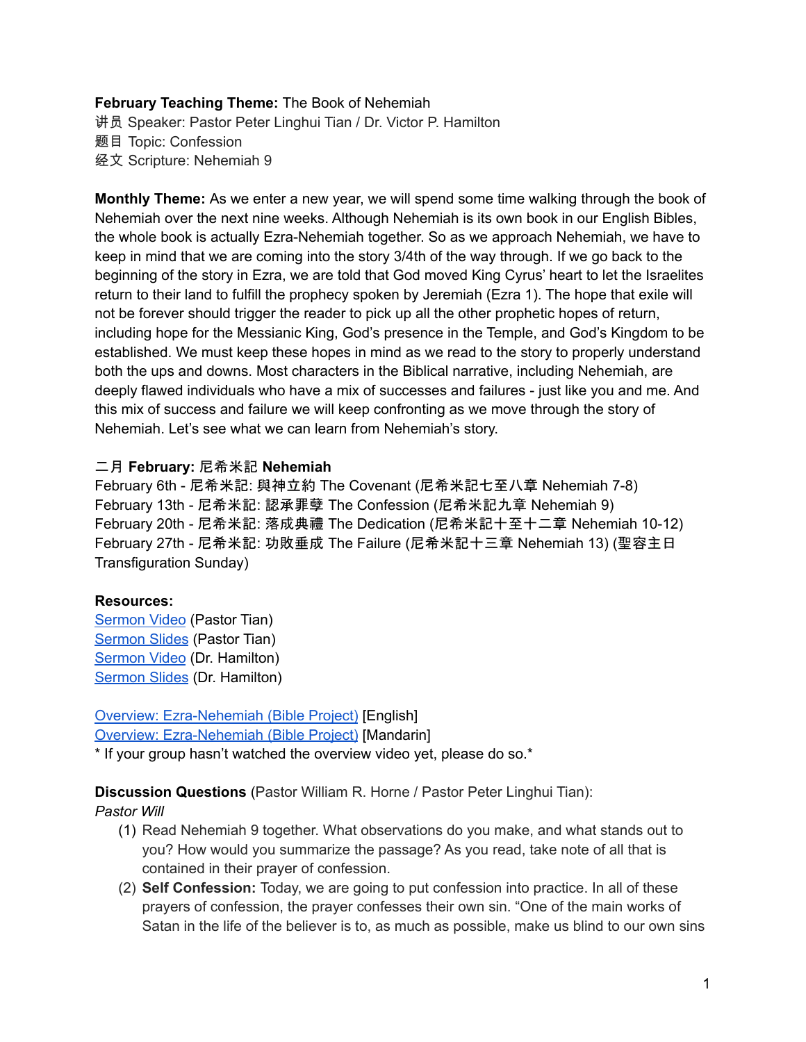**February Teaching Theme:** The Book of Nehemiah
讲员 Speaker: Pastor Peter Linghui Tian / Dr. Victor P. Hamilton
题目 Topic: Confession
经文 Scripture: Nehemiah 9

**Monthly Theme:** As we enter a new year, we will spend some time walking through the book of Nehemiah over the next nine weeks. Although Nehemiah is its own book in our English Bibles, the whole book is actually Ezra-Nehemiah together. So as we approach Nehemiah, we have to keep in mind that we are coming into the story 3/4th of the way through. If we go back to the beginning of the story in Ezra, we are told that God moved King Cyrus' heart to let the Israelites return to their land to fulfill the prophecy spoken by Jeremiah (Ezra 1). The hope that exile will not be forever should trigger the reader to pick up all the other prophetic hopes of return, including hope for the Messianic King, God's presence in the Temple, and God's Kingdom to be established. We must keep these hopes in mind as we read to the story to properly understand both the ups and downs. Most characters in the Biblical narrative, including Nehemiah, are deeply flawed individuals who have a mix of successes and failures - just like you and me. And this mix of success and failure we will keep confronting as we move through the story of Nehemiah. Let's see what we can learn from Nehemiah's story.

**二月 February: 尼希米記 Nehemiah**
February 6th - 尼希米記: 與神立約 The Covenant (尼希米記七至八章 Nehemiah 7-8)
February 13th - 尼希米記: 認承罪孽 The Confession (尼希米記九章 Nehemiah 9)
February 20th - 尼希米記: 落成典禮 The Dedication (尼希米記十至十二章 Nehemiah 10-12)
February 27th - 尼希米記: 功敗垂成 The Failure (尼希米記十三章 Nehemiah 13) (聖容主日 Transfiguration Sunday)

**Resources:**
Sermon Video (Pastor Tian)
Sermon Slides (Pastor Tian)
Sermon Video (Dr. Hamilton)
Sermon Slides (Dr. Hamilton)

Overview: Ezra-Nehemiah (Bible Project) [English]
Overview: Ezra-Nehemiah (Bible Project) [Mandarin]
* If your group hasn't watched the overview video yet, please do so.*

**Discussion Questions** (Pastor William R. Horne / Pastor Peter Linghui Tian):
*Pastor Will*

(1) Read Nehemiah 9 together. What observations do you make, and what stands out to you? How would you summarize the passage? As you read, take note of all that is contained in their prayer of confession.
(2) **Self Confession:** Today, we are going to put confession into practice. In all of these prayers of confession, the prayer confesses their own sin. "One of the main works of Satan in the life of the believer is to, as much as possible, make us blind to our own sins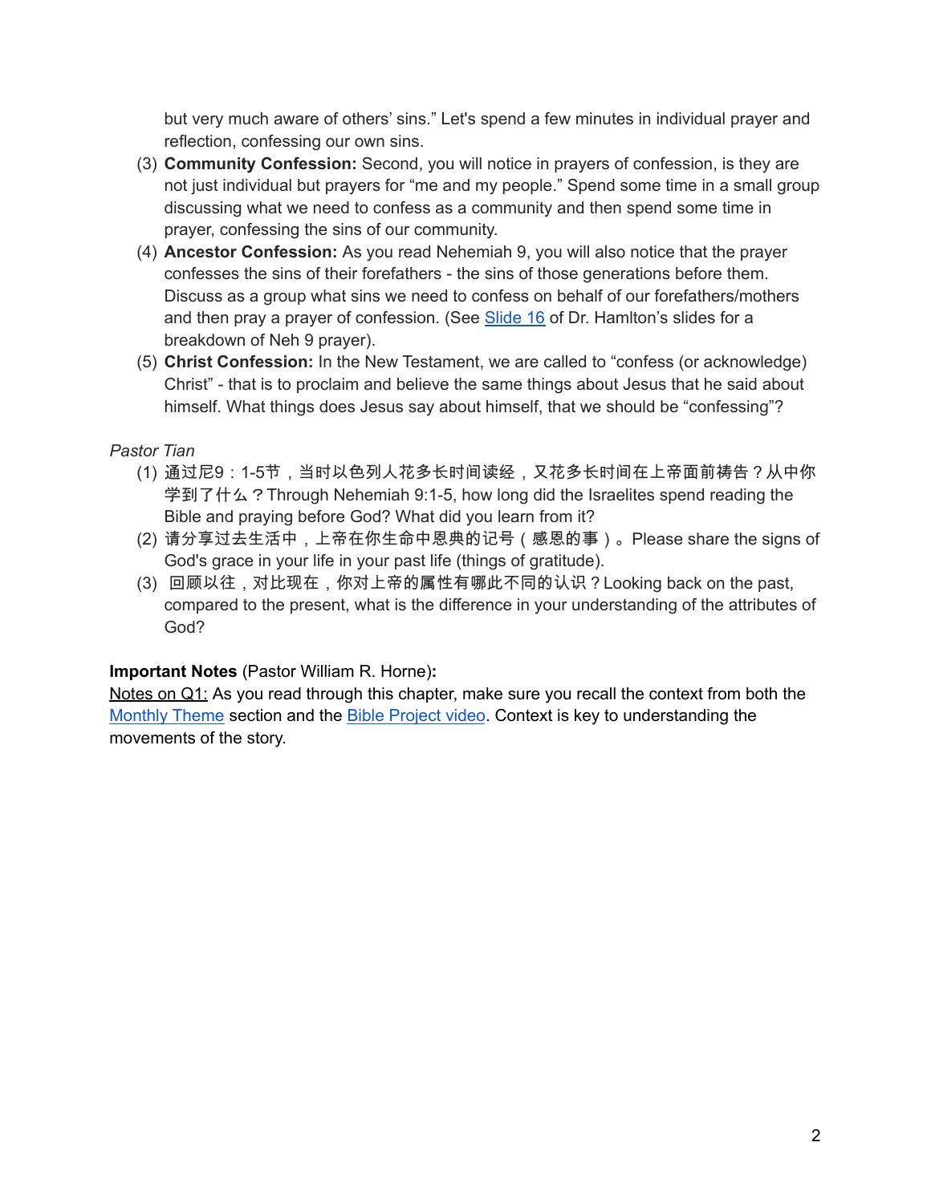but very much aware of others' sins." Let's spend a few minutes in individual prayer and reflection, confessing our own sins.

(3) **Community Confession:** Second, you will notice in prayers of confession, is they are not just individual but prayers for "me and my people." Spend some time in a small group discussing what we need to confess as a community and then spend some time in prayer, confessing the sins of our community.

(4) **Ancestor Confession:** As you read Nehemiah 9, you will also notice that the prayer confesses the sins of their forefathers - the sins of those generations before them. Discuss as a group what sins we need to confess on behalf of our forefathers/mothers and then pray a prayer of confession. (See Slide 16 of Dr. Hamlton's slides for a breakdown of Neh 9 prayer).

(5) **Christ Confession:** In the New Testament, we are called to "confess (or acknowledge) Christ" - that is to proclaim and believe the same things about Jesus that he said about himself. What things does Jesus say about himself, that we should be "confessing"?

*Pastor Tian*

(1) 通过尼9：1-5节，当时以色列人花多长时间读经，又花多长时间在上帝面前祷告？从中你学到了什么？Through Nehemiah 9:1-5, how long did the Israelites spend reading the Bible and praying before God? What did you learn from it?

(2) 请分享过去生活中，上帝在你生命中恩典的记号（感恩的事）。Please share the signs of God's grace in your life in your past life (things of gratitude).

(3) 回顾以往，对比现在，你对上帝的属性有哪些不同的认识？Looking back on the past, compared to the present, what is the difference in your understanding of the attributes of God?

**Important Notes** (Pastor William R. Horne)**:**

Notes on Q1: As you read through this chapter, make sure you recall the context from both the Monthly Theme section and the Bible Project video. Context is key to understanding the movements of the story.